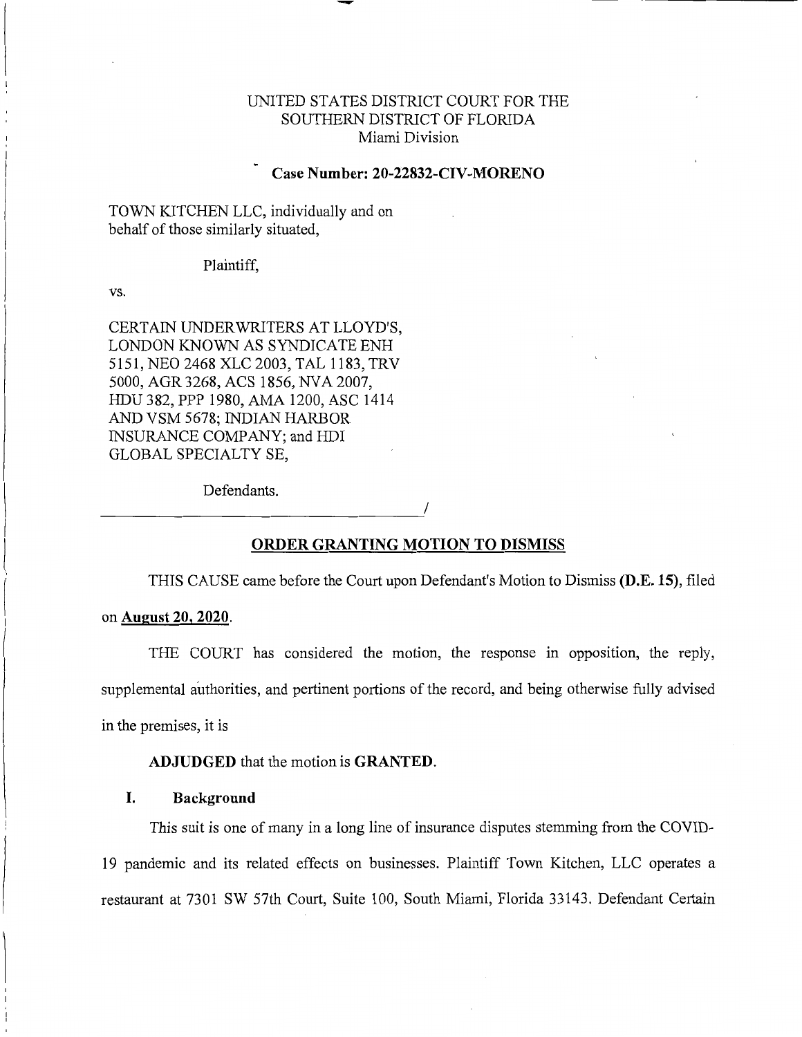UNITED STATES DISTRICT COURT FOR THE
SOUTHERN DISTRICT OF FLORIDA
Miami Division

**Case Number: 20-22832-CIV-MORENO**

TOWN KITCHEN LLC, individually and on behalf of those similarly situated,

Plaintiff,

vs.

CERTAIN UNDERWRITERS AT LLOYD'S, LONDON KNOWN AS SYNDICATE ENH 5151, NEO 2468 XLC 2003, TAL 1183, TRV 5000, AGR 3268, ACS 1856, NVA 2007, HDU 382, PPP 1980, AMA 1200, ASC 1414 AND VSM 5678; INDIAN HARBOR INSURANCE COMPANY; and HDI GLOBAL SPECIALTY SE,

Defendants.

_______________________________________/

## ORDER GRANTING MOTION TO DISMISS

THIS CAUSE came before the Court upon Defendant's Motion to Dismiss **(D.E. 15)**, filed on **August 20, 2020**.

THE COURT has considered the motion, the response in opposition, the reply, supplemental authorities, and pertinent portions of the record, and being otherwise fully advised in the premises, it is

**ADJUDGED** that the motion is **GRANTED**.

### I. Background

This suit is one of many in a long line of insurance disputes stemming from the COVID-19 pandemic and its related effects on businesses. Plaintiff Town Kitchen, LLC operates a restaurant at 7301 SW 57th Court, Suite 100, South Miami, Florida 33143. Defendant Certain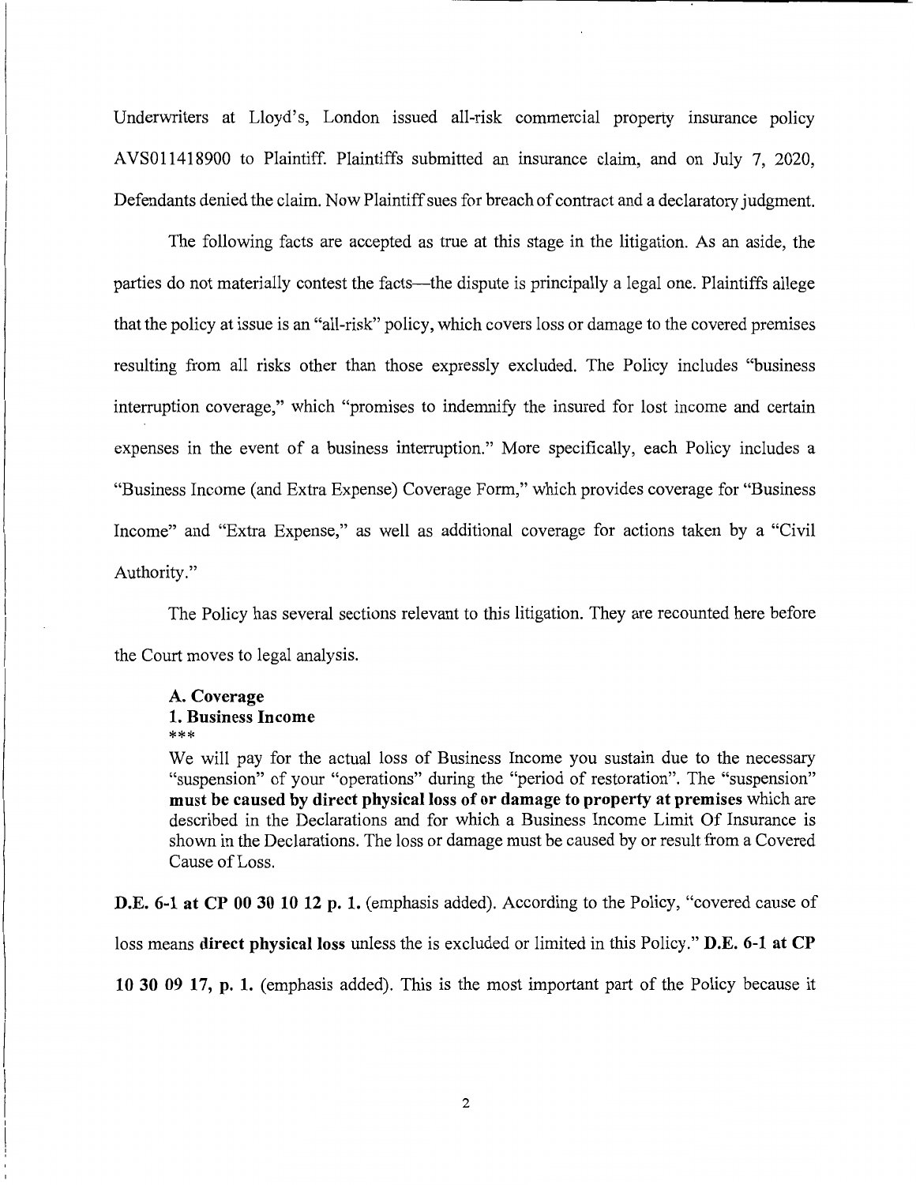Underwriters at Lloyd's, London issued all-risk commercial property insurance policy AVS011418900 to Plaintiff. Plaintiffs submitted an insurance claim, and on July 7, 2020, Defendants denied the claim. Now Plaintiff sues for breach of contract and a declaratory judgment.

The following facts are accepted as true at this stage in the litigation. As an aside, the parties do not materially contest the facts—the dispute is principally a legal one. Plaintiffs allege that the policy at issue is an "all-risk" policy, which covers loss or damage to the covered premises resulting from all risks other than those expressly excluded. The Policy includes "business interruption coverage," which "promises to indemnify the insured for lost income and certain expenses in the event of a business interruption." More specifically, each Policy includes a "Business Income (and Extra Expense) Coverage Form," which provides coverage for "Business Income" and "Extra Expense," as well as additional coverage for actions taken by a "Civil Authority."

The Policy has several sections relevant to this litigation. They are recounted here before the Court moves to legal analysis.

> **A. Coverage**
> **1. Business Income**
> ***
> We will pay for the actual loss of Business Income you sustain due to the necessary "suspension" of your "operations" during the "period of restoration". The "suspension" **must be caused by direct physical loss of or damage to property at premises** which are described in the Declarations and for which a Business Income Limit Of Insurance is shown in the Declarations. The loss or damage must be caused by or result from a Covered Cause of Loss.

**D.E. 6-1 at CP 00 30 10 12 p. 1.** (emphasis added). According to the Policy, "covered cause of loss means **direct physical loss** unless the is excluded or limited in this Policy." **D.E. 6-1 at CP 10 30 09 17, p. 1.** (emphasis added). This is the most important part of the Policy because it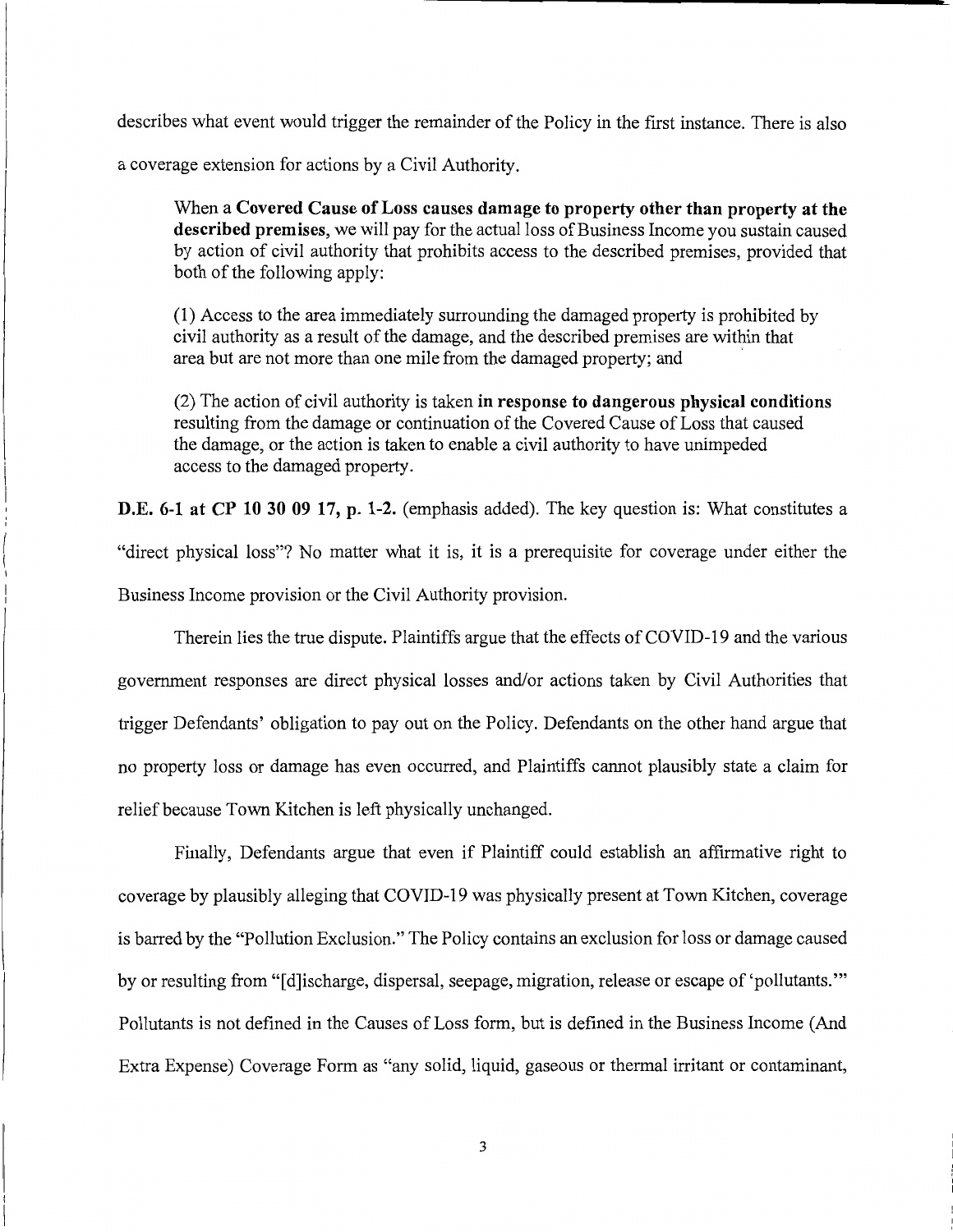describes what event would trigger the remainder of the Policy in the first instance. There is also a coverage extension for actions by a Civil Authority.

> When a **Covered Cause of Loss causes damage to property other than property at the described premises**, we will pay for the actual loss of Business Income you sustain caused by action of civil authority that prohibits access to the described premises, provided that both of the following apply:
>
> (1) Access to the area immediately surrounding the damaged property is prohibited by civil authority as a result of the damage, and the described premises are within that area but are not more than one mile from the damaged property; and
>
> (2) The action of civil authority is taken **in response to dangerous physical conditions** resulting from the damage or continuation of the Covered Cause of Loss that caused the damage, or the action is taken to enable a civil authority to have unimpeded access to the damaged property.

**D.E. 6-1 at CP 10 30 09 17, p. 1-2.** (emphasis added). The key question is: What constitutes a "direct physical loss"? No matter what it is, it is a prerequisite for coverage under either the Business Income provision or the Civil Authority provision.

Therein lies the true dispute. Plaintiffs argue that the effects of COVID-19 and the various government responses are direct physical losses and/or actions taken by Civil Authorities that trigger Defendants' obligation to pay out on the Policy. Defendants on the other hand argue that no property loss or damage has even occurred, and Plaintiffs cannot plausibly state a claim for relief because Town Kitchen is left physically unchanged.

Finally, Defendants argue that even if Plaintiff could establish an affirmative right to coverage by plausibly alleging that COVID-19 was physically present at Town Kitchen, coverage is barred by the "Pollution Exclusion." The Policy contains an exclusion for loss or damage caused by or resulting from "[d]ischarge, dispersal, seepage, migration, release or escape of 'pollutants.'" Pollutants is not defined in the Causes of Loss form, but is defined in the Business Income (And Extra Expense) Coverage Form as "any solid, liquid, gaseous or thermal irritant or contaminant,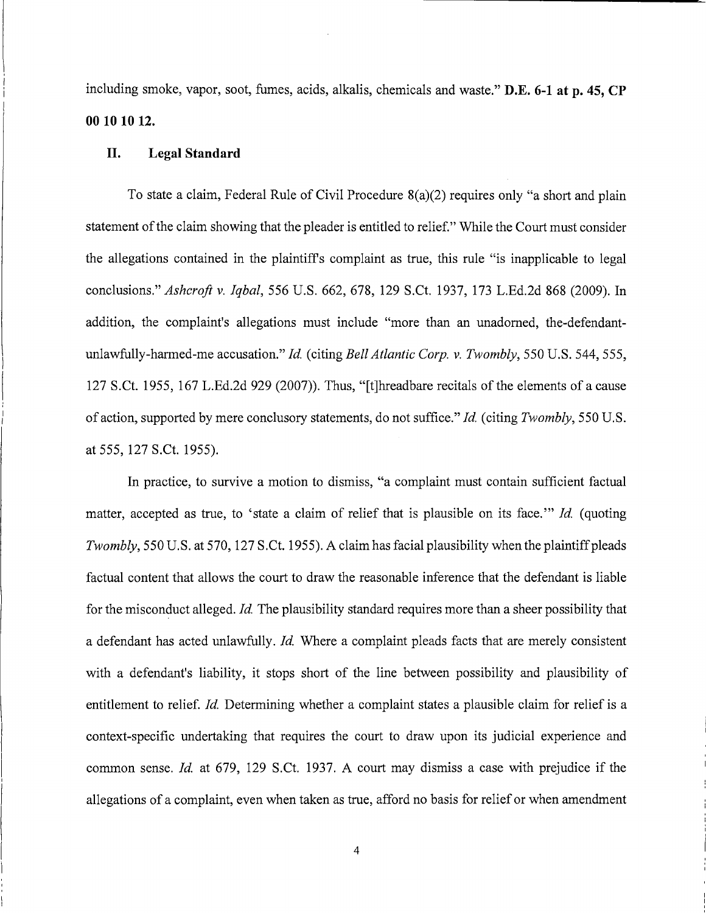including smoke, vapor, soot, fumes, acids, alkalis, chemicals and waste." **D.E. 6-1 at p. 45, CP 00 10 10 12.**

## II. Legal Standard

To state a claim, Federal Rule of Civil Procedure 8(a)(2) requires only "a short and plain statement of the claim showing that the pleader is entitled to relief." While the Court must consider the allegations contained in the plaintiff's complaint as true, this rule "is inapplicable to legal conclusions." *Ashcroft v. Iqbal*, 556 U.S. 662, 678, 129 S.Ct. 1937, 173 L.Ed.2d 868 (2009). In addition, the complaint's allegations must include "more than an unadorned, the-defendant-unlawfully-harmed-me accusation." *Id.* (citing *Bell Atlantic Corp. v. Twombly*, 550 U.S. 544, 555, 127 S.Ct. 1955, 167 L.Ed.2d 929 (2007)). Thus, "[t]hreadbare recitals of the elements of a cause of action, supported by mere conclusory statements, do not suffice." *Id.* (citing *Twombly*, 550 U.S. at 555, 127 S.Ct. 1955).

In practice, to survive a motion to dismiss, "a complaint must contain sufficient factual matter, accepted as true, to 'state a claim of relief that is plausible on its face.'" *Id.* (quoting *Twombly*, 550 U.S. at 570, 127 S.Ct. 1955). A claim has facial plausibility when the plaintiff pleads factual content that allows the court to draw the reasonable inference that the defendant is liable for the misconduct alleged. *Id.* The plausibility standard requires more than a sheer possibility that a defendant has acted unlawfully. *Id.* Where a complaint pleads facts that are merely consistent with a defendant's liability, it stops short of the line between possibility and plausibility of entitlement to relief. *Id.* Determining whether a complaint states a plausible claim for relief is a context-specific undertaking that requires the court to draw upon its judicial experience and common sense. *Id.* at 679, 129 S.Ct. 1937. A court may dismiss a case with prejudice if the allegations of a complaint, even when taken as true, afford no basis for relief or when amendment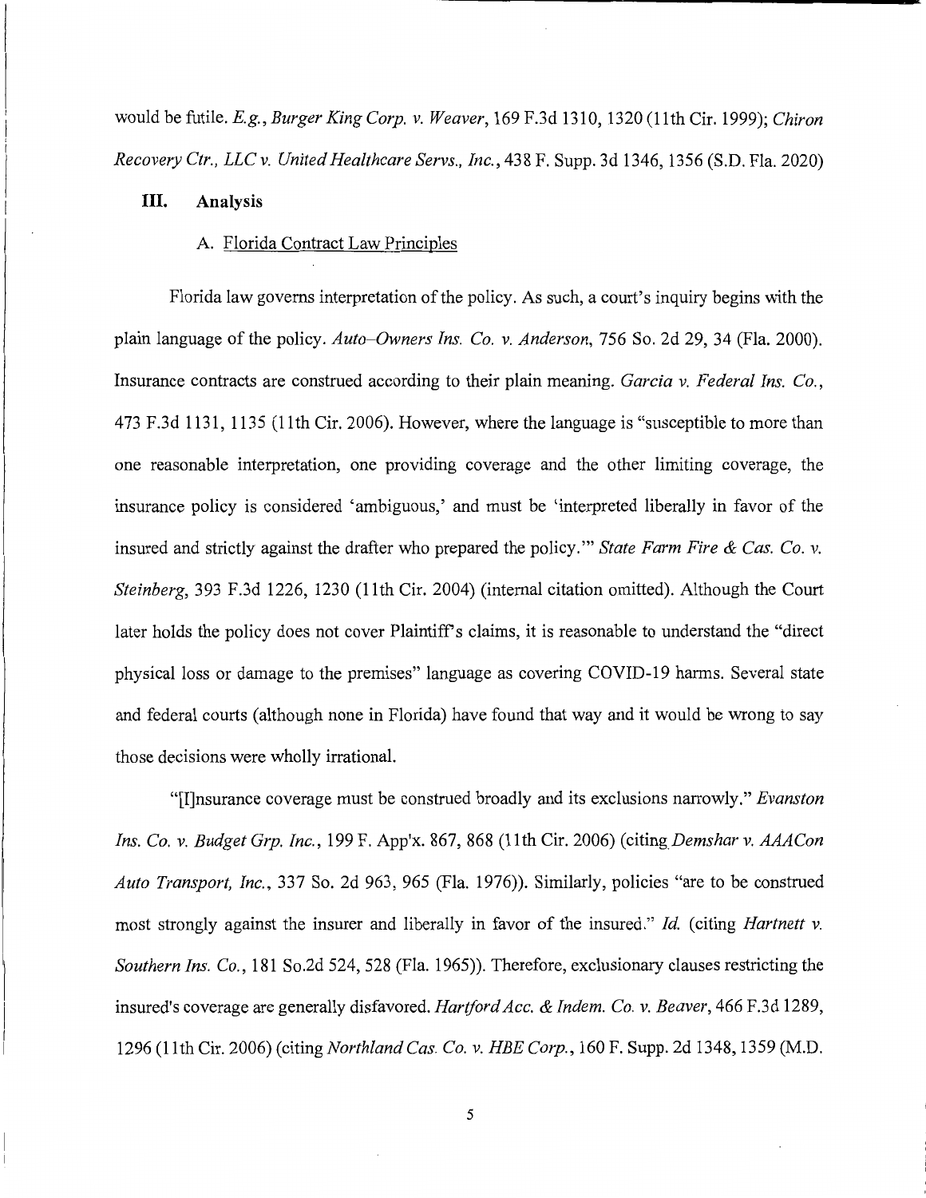would be futile. *E.g.*, *Burger King Corp. v. Weaver*, 169 F.3d 1310, 1320 (11th Cir. 1999); *Chiron Recovery Ctr., LLC v. United Healthcare Servs., Inc.*, 438 F. Supp. 3d 1346, 1356 (S.D. Fla. 2020)

## III. Analysis

### A. Florida Contract Law Principles

Florida law governs interpretation of the policy. As such, a court's inquiry begins with the plain language of the policy. *Auto–Owners Ins. Co. v. Anderson*, 756 So. 2d 29, 34 (Fla. 2000). Insurance contracts are construed according to their plain meaning. *Garcia v. Federal Ins. Co.*, 473 F.3d 1131, 1135 (11th Cir. 2006). However, where the language is "susceptible to more than one reasonable interpretation, one providing coverage and the other limiting coverage, the insurance policy is considered 'ambiguous,' and must be 'interpreted liberally in favor of the insured and strictly against the drafter who prepared the policy.'" *State Farm Fire & Cas. Co. v. Steinberg*, 393 F.3d 1226, 1230 (11th Cir. 2004) (internal citation omitted). Although the Court later holds the policy does not cover Plaintiff's claims, it is reasonable to understand the "direct physical loss or damage to the premises" language as covering COVID-19 harms. Several state and federal courts (although none in Florida) have found that way and it would be wrong to say those decisions were wholly irrational.

"[I]nsurance coverage must be construed broadly and its exclusions narrowly." *Evanston Ins. Co. v. Budget Grp. Inc.*, 199 F. App'x. 867, 868 (11th Cir. 2006) (citing *Demshar v. AAACon Auto Transport, Inc.*, 337 So. 2d 963, 965 (Fla. 1976)). Similarly, policies "are to be construed most strongly against the insurer and liberally in favor of the insured." *Id.* (citing *Hartnett v. Southern Ins. Co.*, 181 So.2d 524, 528 (Fla. 1965)). Therefore, exclusionary clauses restricting the insured's coverage are generally disfavored. *Hartford Acc. & Indem. Co. v. Beaver*, 466 F.3d 1289, 1296 (11th Cir. 2006) (citing *Northland Cas. Co. v. HBE Corp.*, 160 F. Supp. 2d 1348, 1359 (M.D.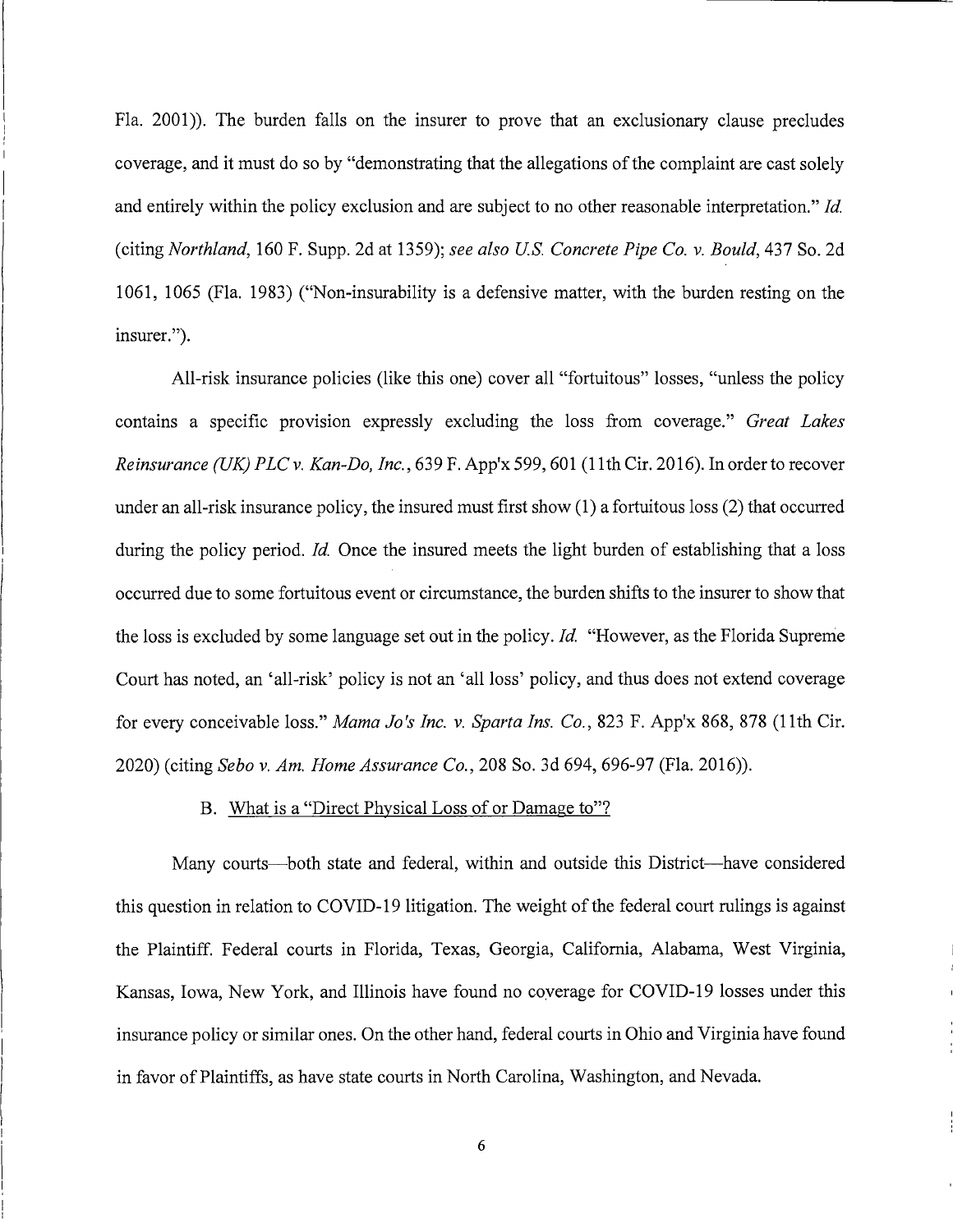Fla. 2001)). The burden falls on the insurer to prove that an exclusionary clause precludes coverage, and it must do so by "demonstrating that the allegations of the complaint are cast solely and entirely within the policy exclusion and are subject to no other reasonable interpretation." *Id.* (citing *Northland*, 160 F. Supp. 2d at 1359); *see also U.S. Concrete Pipe Co. v. Bould*, 437 So. 2d 1061, 1065 (Fla. 1983) ("Non-insurability is a defensive matter, with the burden resting on the insurer.").

All-risk insurance policies (like this one) cover all "fortuitous" losses, "unless the policy contains a specific provision expressly excluding the loss from coverage." *Great Lakes Reinsurance (UK) PLC v. Kan-Do, Inc.*, 639 F. App'x 599, 601 (11th Cir. 2016). In order to recover under an all-risk insurance policy, the insured must first show (1) a fortuitous loss (2) that occurred during the policy period. *Id.* Once the insured meets the light burden of establishing that a loss occurred due to some fortuitous event or circumstance, the burden shifts to the insurer to show that the loss is excluded by some language set out in the policy. *Id.* "However, as the Florida Supreme Court has noted, an 'all-risk' policy is not an 'all loss' policy, and thus does not extend coverage for every conceivable loss." *Mama Jo's Inc. v. Sparta Ins. Co.*, 823 F. App'x 868, 878 (11th Cir. 2020) (citing *Sebo v. Am. Home Assurance Co.*, 208 So. 3d 694, 696-97 (Fla. 2016)).

B. <u>What is a "Direct Physical Loss of or Damage to"?</u>

Many courts—both state and federal, within and outside this District—have considered this question in relation to COVID-19 litigation. The weight of the federal court rulings is against the Plaintiff. Federal courts in Florida, Texas, Georgia, California, Alabama, West Virginia, Kansas, Iowa, New York, and Illinois have found no coverage for COVID-19 losses under this insurance policy or similar ones. On the other hand, federal courts in Ohio and Virginia have found in favor of Plaintiffs, as have state courts in North Carolina, Washington, and Nevada.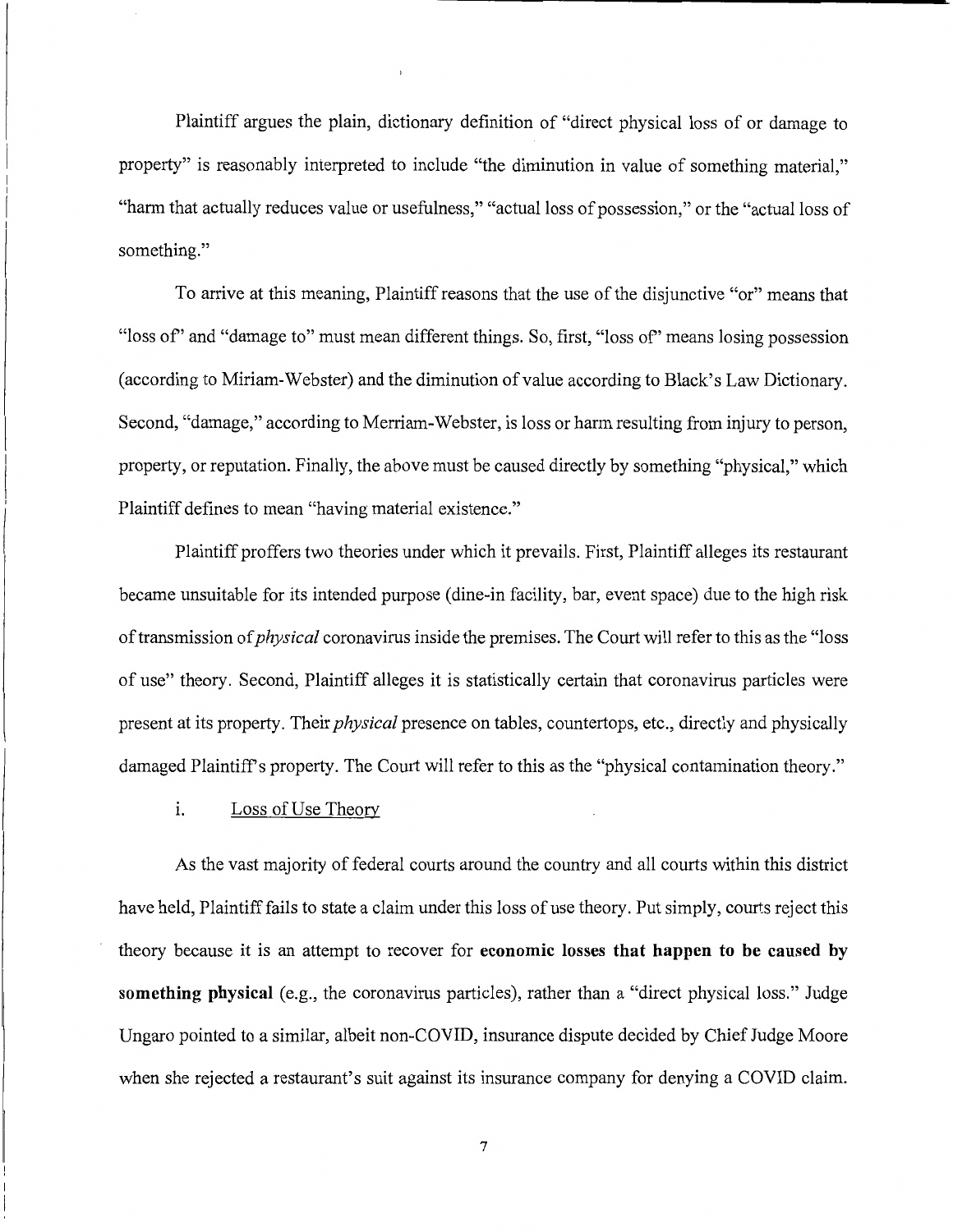Plaintiff argues the plain, dictionary definition of "direct physical loss of or damage to property" is reasonably interpreted to include "the diminution in value of something material," "harm that actually reduces value or usefulness," "actual loss of possession," or the "actual loss of something."

To arrive at this meaning, Plaintiff reasons that the use of the disjunctive "or" means that "loss of" and "damage to" must mean different things. So, first, "loss of" means losing possession (according to Miriam-Webster) and the diminution of value according to Black's Law Dictionary. Second, "damage," according to Merriam-Webster, is loss or harm resulting from injury to person, property, or reputation. Finally, the above must be caused directly by something "physical," which Plaintiff defines to mean "having material existence."

Plaintiff proffers two theories under which it prevails. First, Plaintiff alleges its restaurant became unsuitable for its intended purpose (dine-in facility, bar, event space) due to the high risk of transmission of *physical* coronavirus inside the premises. The Court will refer to this as the "loss of use" theory. Second, Plaintiff alleges it is statistically certain that coronavirus particles were present at its property. Their *physical* presence on tables, countertops, etc., directly and physically damaged Plaintiff's property. The Court will refer to this as the "physical contamination theory."

i. <u>Loss of Use Theory</u>

As the vast majority of federal courts around the country and all courts within this district have held, Plaintiff fails to state a claim under this loss of use theory. Put simply, courts reject this theory because it is an attempt to recover for **economic losses that happen to be caused by something physical** (e.g., the coronavirus particles), rather than a "direct physical loss." Judge Ungaro pointed to a similar, albeit non-COVID, insurance dispute decided by Chief Judge Moore when she rejected a restaurant's suit against its insurance company for denying a COVID claim.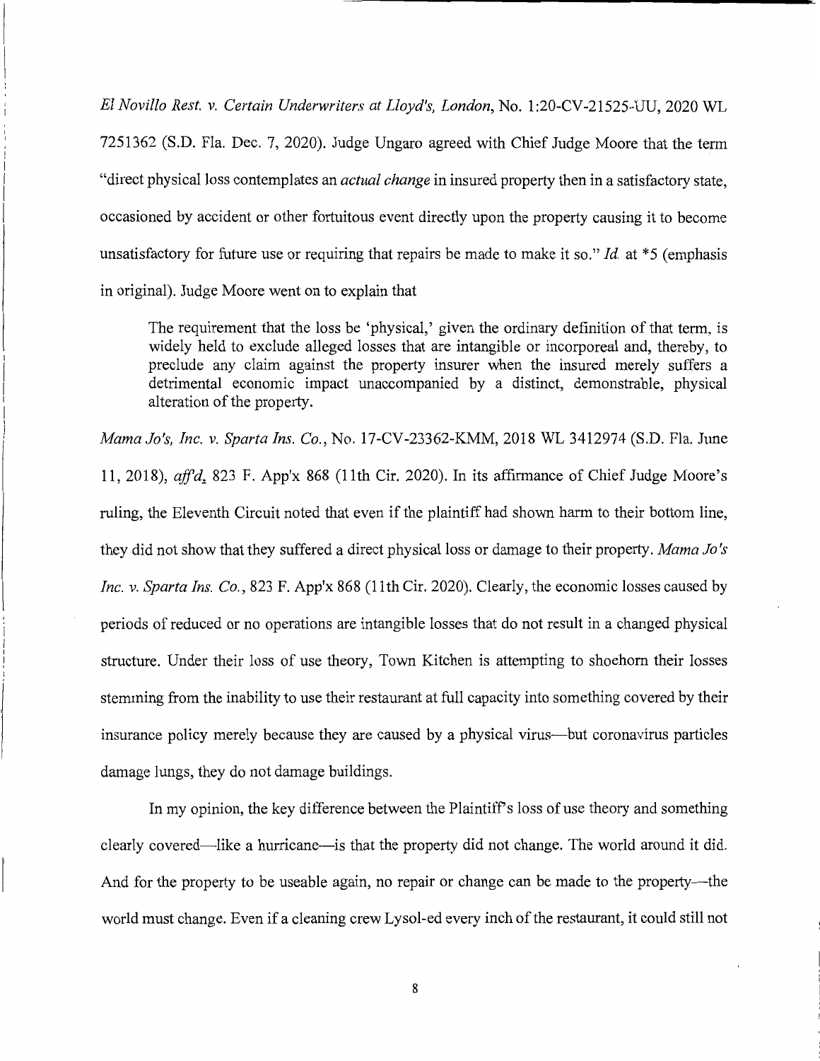*El Novillo Rest. v. Certain Underwriters at Lloyd's, London*, No. 1:20-CV-21525-UU, 2020 WL 7251362 (S.D. Fla. Dec. 7, 2020). Judge Ungaro agreed with Chief Judge Moore that the term "direct physical loss contemplates an *actual change* in insured property then in a satisfactory state, occasioned by accident or other fortuitous event directly upon the property causing it to become unsatisfactory for future use or requiring that repairs be made to make it so." *Id.* at *5 (emphasis in original). Judge Moore went on to explain that

> The requirement that the loss be 'physical,' given the ordinary definition of that term, is widely held to exclude alleged losses that are intangible or incorporeal and, thereby, to preclude any claim against the property insurer when the insured merely suffers a detrimental economic impact unaccompanied by a distinct, demonstrable, physical alteration of the property.

*Mama Jo's, Inc. v. Sparta Ins. Co.*, No. 17-CV-23362-KMM, 2018 WL 3412974 (S.D. Fla. June 11, 2018), *aff'd*, 823 F. App'x 868 (11th Cir. 2020). In its affirmance of Chief Judge Moore's ruling, the Eleventh Circuit noted that even if the plaintiff had shown harm to their bottom line, they did not show that they suffered a direct physical loss or damage to their property. *Mama Jo's Inc. v. Sparta Ins. Co.*, 823 F. App'x 868 (11th Cir. 2020). Clearly, the economic losses caused by periods of reduced or no operations are intangible losses that do not result in a changed physical structure. Under their loss of use theory, Town Kitchen is attempting to shoehorn their losses stemming from the inability to use their restaurant at full capacity into something covered by their insurance policy merely because they are caused by a physical virus—but coronavirus particles damage lungs, they do not damage buildings.

In my opinion, the key difference between the Plaintiff's loss of use theory and something clearly covered—like a hurricane—is that the property did not change. The world around it did. And for the property to be useable again, no repair or change can be made to the property—the world must change. Even if a cleaning crew Lysol-ed every inch of the restaurant, it could still not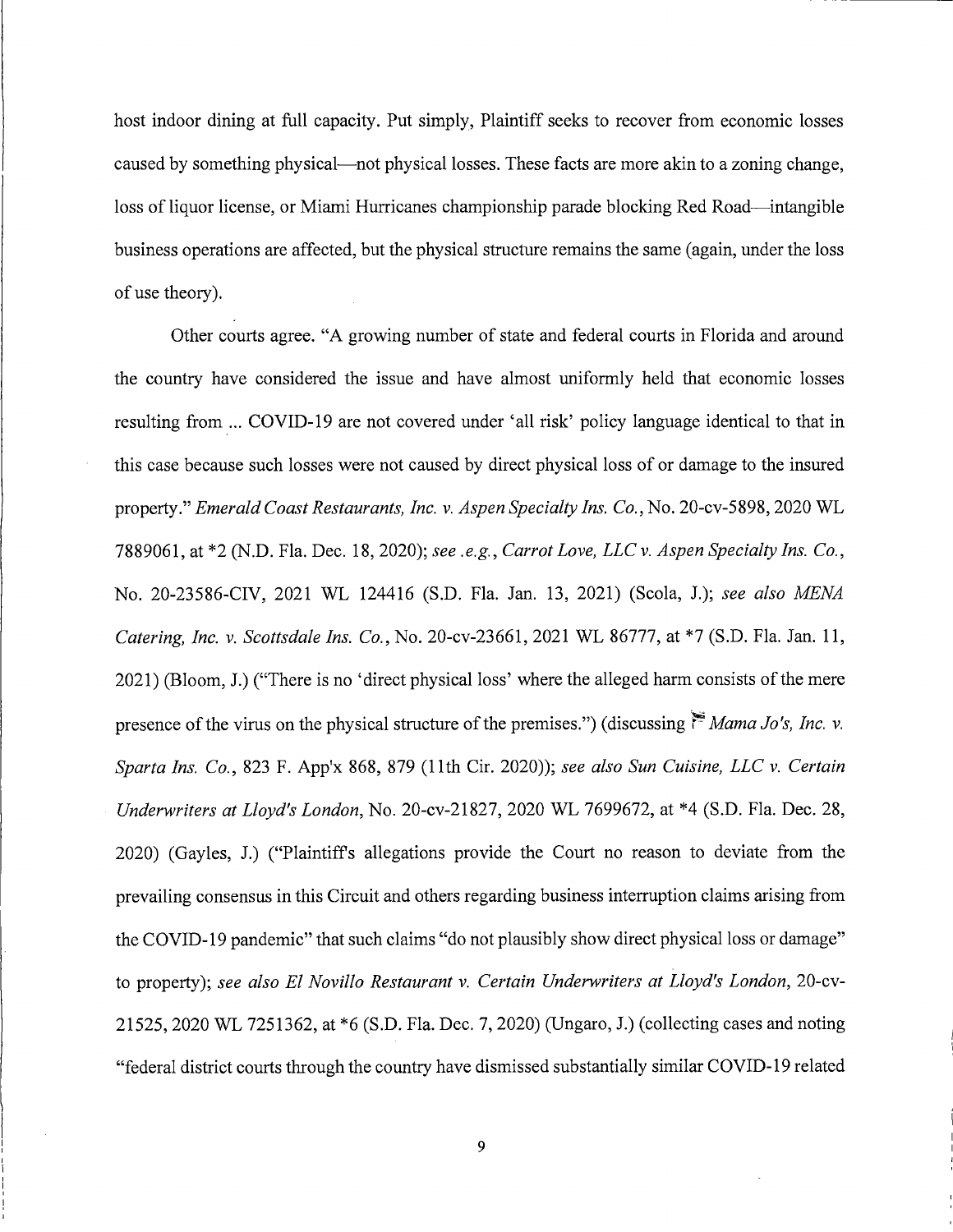host indoor dining at full capacity. Put simply, Plaintiff seeks to recover from economic losses caused by something physical—not physical losses. These facts are more akin to a zoning change, loss of liquor license, or Miami Hurricanes championship parade blocking Red Road—intangible business operations are affected, but the physical structure remains the same (again, under the loss of use theory).

Other courts agree. "A growing number of state and federal courts in Florida and around the country have considered the issue and have almost uniformly held that economic losses resulting from ... COVID-19 are not covered under 'all risk' policy language identical to that in this case because such losses were not caused by direct physical loss of or damage to the insured property." *Emerald Coast Restaurants, Inc. v. Aspen Specialty Ins. Co.*, No. 20-cv-5898, 2020 WL 7889061, at *2 (N.D. Fla. Dec. 18, 2020); *see .e.g., Carrot Love, LLC v. Aspen Specialty Ins. Co.*, No. 20-23586-CIV, 2021 WL 124416 (S.D. Fla. Jan. 13, 2021) (Scola, J.); *see also MENA Catering, Inc. v. Scottsdale Ins. Co.*, No. 20-cv-23661, 2021 WL 86777, at *7 (S.D. Fla. Jan. 11, 2021) (Bloom, J.) ("There is no 'direct physical loss' where the alleged harm consists of the mere presence of the virus on the physical structure of the premises.") (discussing *Mama Jo's, Inc. v. Sparta Ins. Co.*, 823 F. App'x 868, 879 (11th Cir. 2020)); *see also Sun Cuisine, LLC v. Certain Underwriters at Lloyd's London*, No. 20-cv-21827, 2020 WL 7699672, at *4 (S.D. Fla. Dec. 28, 2020) (Gayles, J.) ("Plaintiff's allegations provide the Court no reason to deviate from the prevailing consensus in this Circuit and others regarding business interruption claims arising from the COVID-19 pandemic" that such claims "do not plausibly show direct physical loss or damage" to property); *see also El Novillo Restaurant v. Certain Underwriters at Lloyd's London*, 20-cv-21525, 2020 WL 7251362, at *6 (S.D. Fla. Dec. 7, 2020) (Ungaro, J.) (collecting cases and noting "federal district courts through the country have dismissed substantially similar COVID-19 related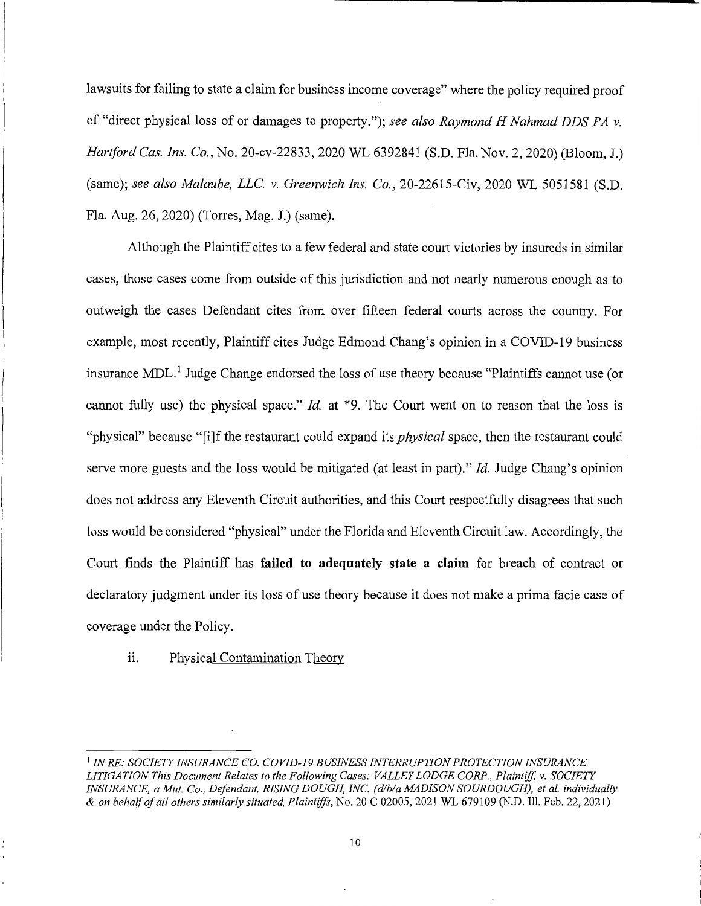lawsuits for failing to state a claim for business income coverage" where the policy required proof of "direct physical loss of or damages to property."); *see also Raymond H Nahmad DDS PA v. Hartford Cas. Ins. Co.*, No. 20-cv-22833, 2020 WL 6392841 (S.D. Fla. Nov. 2, 2020) (Bloom, J.) (same); *see also Malaube, LLC. v. Greenwich Ins. Co.*, 20-22615-Civ, 2020 WL 5051581 (S.D. Fla. Aug. 26, 2020) (Torres, Mag. J.) (same).

Although the Plaintiff cites to a few federal and state court victories by insureds in similar cases, those cases come from outside of this jurisdiction and not nearly numerous enough as to outweigh the cases Defendant cites from over fifteen federal courts across the country. For example, most recently, Plaintiff cites Judge Edmond Chang's opinion in a COVID-19 business insurance MDL.[1] Judge Change endorsed the loss of use theory because "Plaintiffs cannot use (or cannot fully use) the physical space." *Id.* at *9. The Court went on to reason that the loss is "physical" because "[i]f the restaurant could expand its *physical* space, then the restaurant could serve more guests and the loss would be mitigated (at least in part)." *Id.* Judge Chang's opinion does not address any Eleventh Circuit authorities, and this Court respectfully disagrees that such loss would be considered "physical" under the Florida and Eleventh Circuit law. Accordingly, the Court finds the Plaintiff has **failed to adequately state a claim** for breach of contract or declaratory judgment under its loss of use theory because it does not make a prima facie case of coverage under the Policy.

ii. Physical Contamination Theory

---

[1] *IN RE: SOCIETY INSURANCE CO. COVID-19 BUSINESS INTERRUPTION PROTECTION INSURANCE LITIGATION This Document Relates to the Following Cases: VALLEY LODGE CORP., Plaintiff, v. SOCIETY INSURANCE, a Mut. Co., Defendant. RISING DOUGH, INC. (d/b/a MADISON SOURDOUGH), et al. individually & on behalf of all others similarly situated, Plaintiffs*, No. 20 C 02005, 2021 WL 679109 (N.D. Ill. Feb. 22, 2021)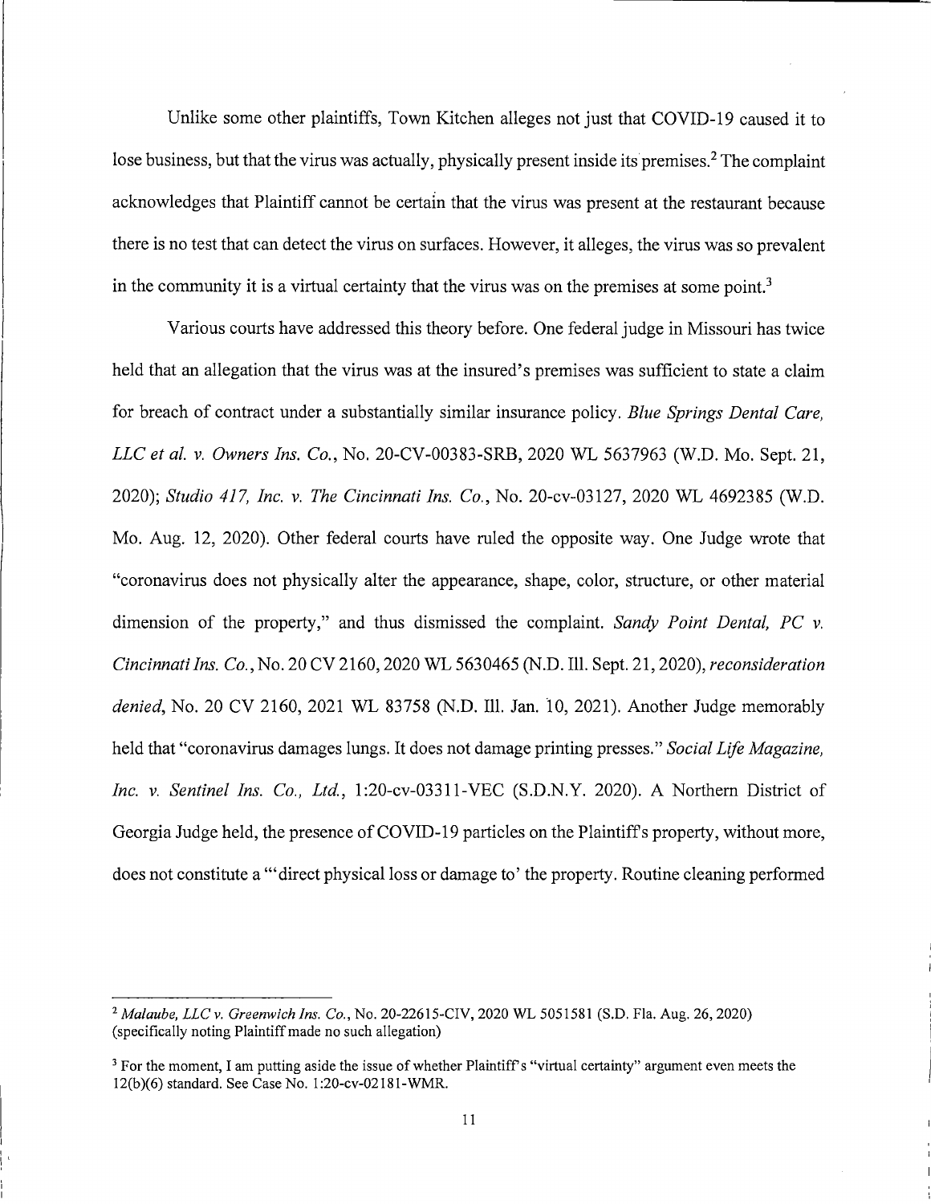Unlike some other plaintiffs, Town Kitchen alleges not just that COVID-19 caused it to lose business, but that the virus was actually, physically present inside its premises.[2] The complaint acknowledges that Plaintiff cannot be certain that the virus was present at the restaurant because there is no test that can detect the virus on surfaces. However, it alleges, the virus was so prevalent in the community it is a virtual certainty that the virus was on the premises at some point.[3]

Various courts have addressed this theory before. One federal judge in Missouri has twice held that an allegation that the virus was at the insured's premises was sufficient to state a claim for breach of contract under a substantially similar insurance policy. *Blue Springs Dental Care, LLC et al. v. Owners Ins. Co.*, No. 20-CV-00383-SRB, 2020 WL 5637963 (W.D. Mo. Sept. 21, 2020); *Studio 417, Inc. v. The Cincinnati Ins. Co.*, No. 20-cv-03127, 2020 WL 4692385 (W.D. Mo. Aug. 12, 2020). Other federal courts have ruled the opposite way. One Judge wrote that "coronavirus does not physically alter the appearance, shape, color, structure, or other material dimension of the property," and thus dismissed the complaint. *Sandy Point Dental, PC v. Cincinnati Ins. Co.*, No. 20 CV 2160, 2020 WL 5630465 (N.D. Ill. Sept. 21, 2020), *reconsideration denied*, No. 20 CV 2160, 2021 WL 83758 (N.D. Ill. Jan. 10, 2021). Another Judge memorably held that "coronavirus damages lungs. It does not damage printing presses." *Social Life Magazine, Inc. v. Sentinel Ins. Co., Ltd.*, 1:20-cv-03311-VEC (S.D.N.Y. 2020). A Northern District of Georgia Judge held, the presence of COVID-19 particles on the Plaintiff's property, without more, does not constitute a "'direct physical loss or damage to' the property. Routine cleaning performed

---

[2] *Malaube, LLC v. Greenwich Ins. Co.*, No. 20-22615-CIV, 2020 WL 5051581 (S.D. Fla. Aug. 26, 2020) (specifically noting Plaintiff made no such allegation)

[3] For the moment, I am putting aside the issue of whether Plaintiff's "virtual certainty" argument even meets the 12(b)(6) standard. See Case No. 1:20-cv-02181-WMR.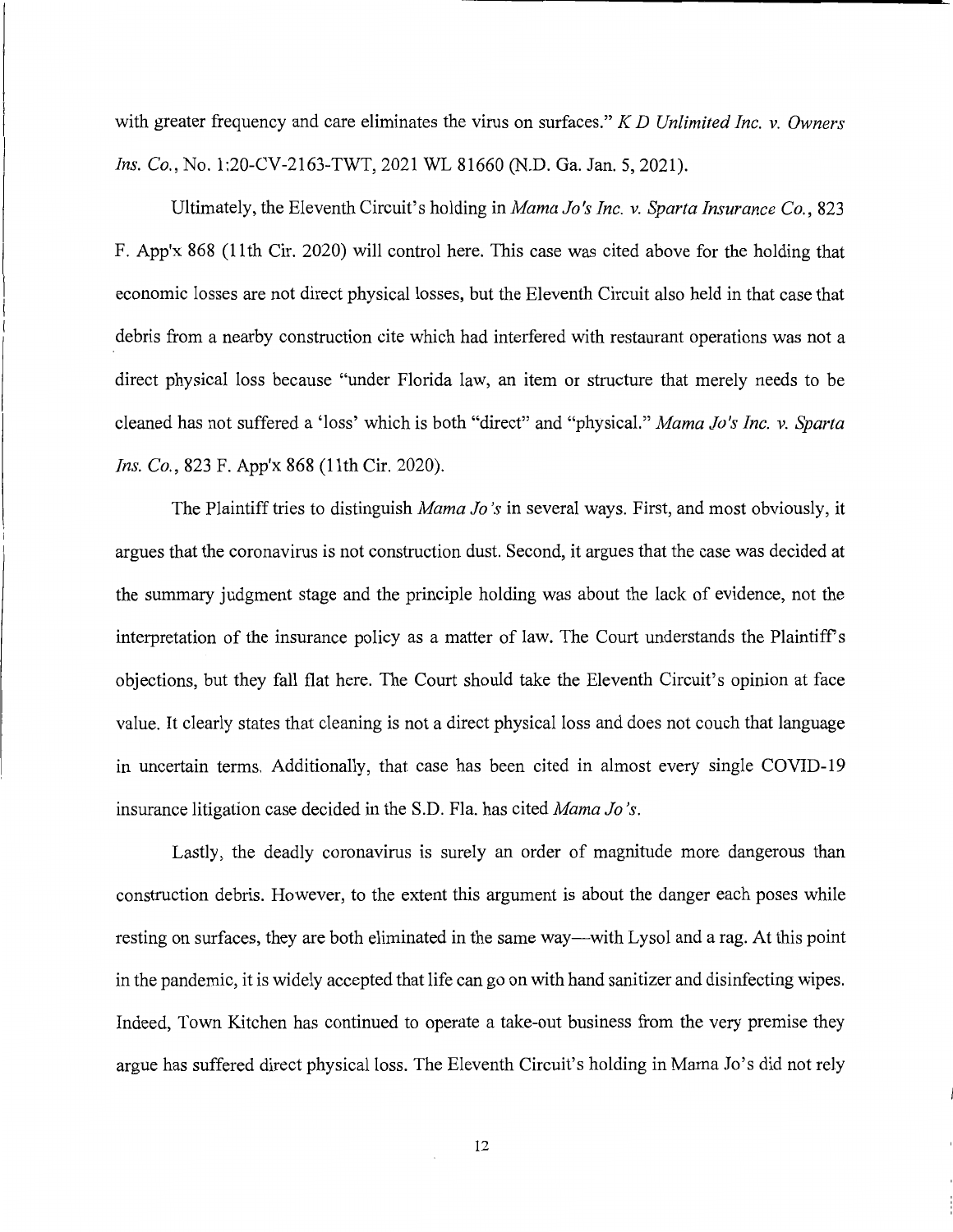with greater frequency and care eliminates the virus on surfaces." *K D Unlimited Inc. v. Owners Ins. Co.*, No. 1:20-CV-2163-TWT, 2021 WL 81660 (N.D. Ga. Jan. 5, 2021).

Ultimately, the Eleventh Circuit's holding in *Mama Jo's Inc. v. Sparta Insurance Co.*, 823 F. App'x 868 (11th Cir. 2020) will control here. This case was cited above for the holding that economic losses are not direct physical losses, but the Eleventh Circuit also held in that case that debris from a nearby construction cite which had interfered with restaurant operations was not a direct physical loss because "under Florida law, an item or structure that merely needs to be cleaned has not suffered a 'loss' which is both "direct" and "physical." *Mama Jo's Inc. v. Sparta Ins. Co.*, 823 F. App'x 868 (11th Cir. 2020).

The Plaintiff tries to distinguish *Mama Jo's* in several ways. First, and most obviously, it argues that the coronavirus is not construction dust. Second, it argues that the case was decided at the summary judgment stage and the principle holding was about the lack of evidence, not the interpretation of the insurance policy as a matter of law. The Court understands the Plaintiff's objections, but they fall flat here. The Court should take the Eleventh Circuit's opinion at face value. It clearly states that cleaning is not a direct physical loss and does not couch that language in uncertain terms. Additionally, that case has been cited in almost every single COVID-19 insurance litigation case decided in the S.D. Fla. has cited *Mama Jo's*.

Lastly, the deadly coronavirus is surely an order of magnitude more dangerous than construction debris. However, to the extent this argument is about the danger each poses while resting on surfaces, they are both eliminated in the same way—with Lysol and a rag. At this point in the pandemic, it is widely accepted that life can go on with hand sanitizer and disinfecting wipes. Indeed, Town Kitchen has continued to operate a take-out business from the very premise they argue has suffered direct physical loss. The Eleventh Circuit's holding in Mama Jo's did not rely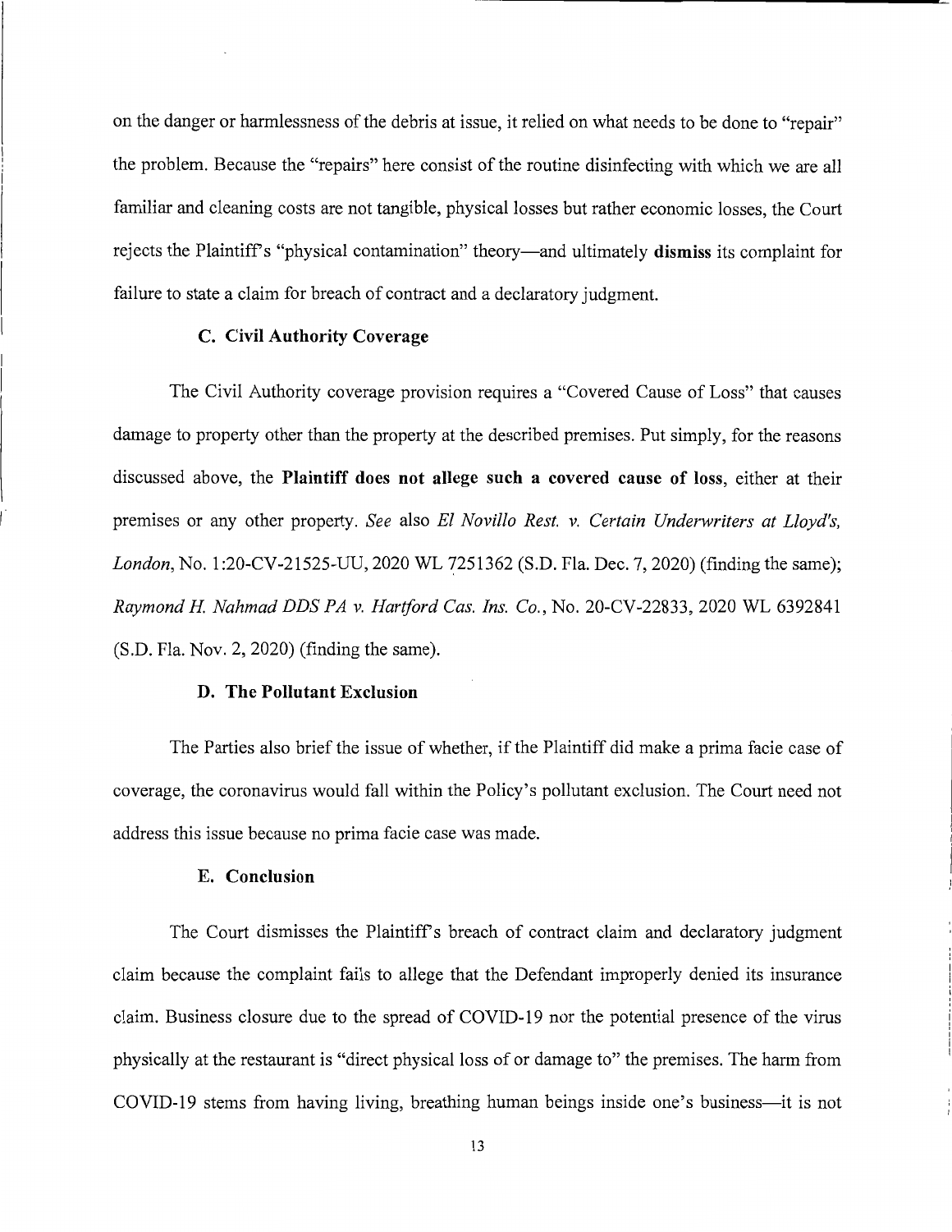on the danger or harmlessness of the debris at issue, it relied on what needs to be done to "repair" the problem. Because the "repairs" here consist of the routine disinfecting with which we are all familiar and cleaning costs are not tangible, physical losses but rather economic losses, the Court rejects the Plaintiff's "physical contamination" theory—and ultimately **dismiss** its complaint for failure to state a claim for breach of contract and a declaratory judgment.

### C. Civil Authority Coverage

The Civil Authority coverage provision requires a "Covered Cause of Loss" that causes damage to property other than the property at the described premises. Put simply, for the reasons discussed above, the **Plaintiff does not allege such a covered cause of loss**, either at their premises or any other property. *See* also *El Novillo Rest. v. Certain Underwriters at Lloyd's, London*, No. 1:20-CV-21525-UU, 2020 WL 7251362 (S.D. Fla. Dec. 7, 2020) (finding the same); *Raymond H. Nahmad DDS PA v. Hartford Cas. Ins. Co.*, No. 20-CV-22833, 2020 WL 6392841 (S.D. Fla. Nov. 2, 2020) (finding the same).

### D. The Pollutant Exclusion

The Parties also brief the issue of whether, if the Plaintiff did make a prima facie case of coverage, the coronavirus would fall within the Policy's pollutant exclusion. The Court need not address this issue because no prima facie case was made.

### E. Conclusion

The Court dismisses the Plaintiff's breach of contract claim and declaratory judgment claim because the complaint fails to allege that the Defendant improperly denied its insurance claim. Business closure due to the spread of COVID-19 nor the potential presence of the virus physically at the restaurant is "direct physical loss of or damage to" the premises. The harm from COVID-19 stems from having living, breathing human beings inside one's business—it is not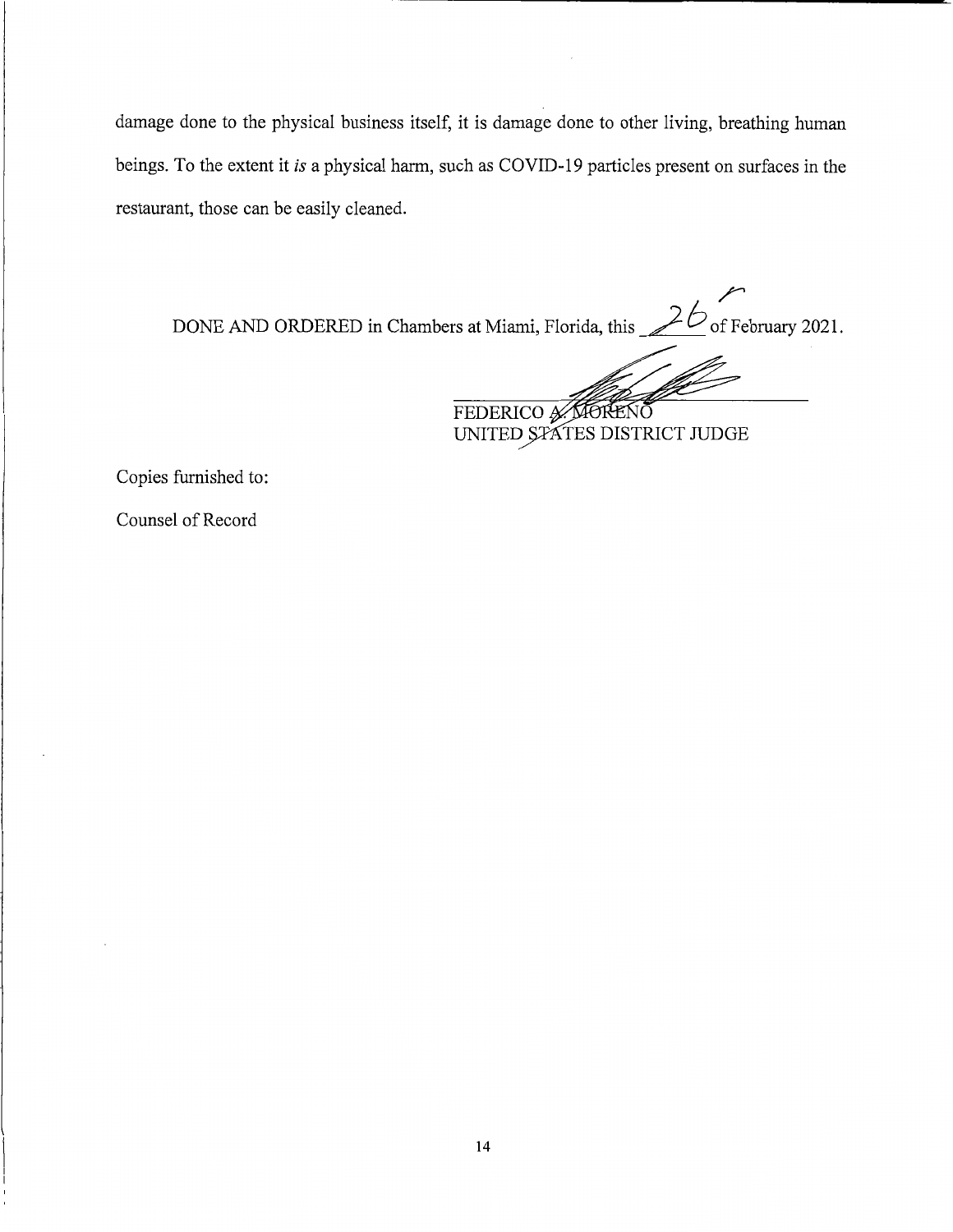damage done to the physical business itself, it is damage done to other living, breathing human beings. To the extent it *is* a physical harm, such as COVID-19 particles present on surfaces in the restaurant, those can be easily cleaned.

DONE AND ORDERED in Chambers at Miami, Florida, this 26 of February 2021.

FEDERICO A. MORENO
UNITED STATES DISTRICT JUDGE

Copies furnished to:

Counsel of Record